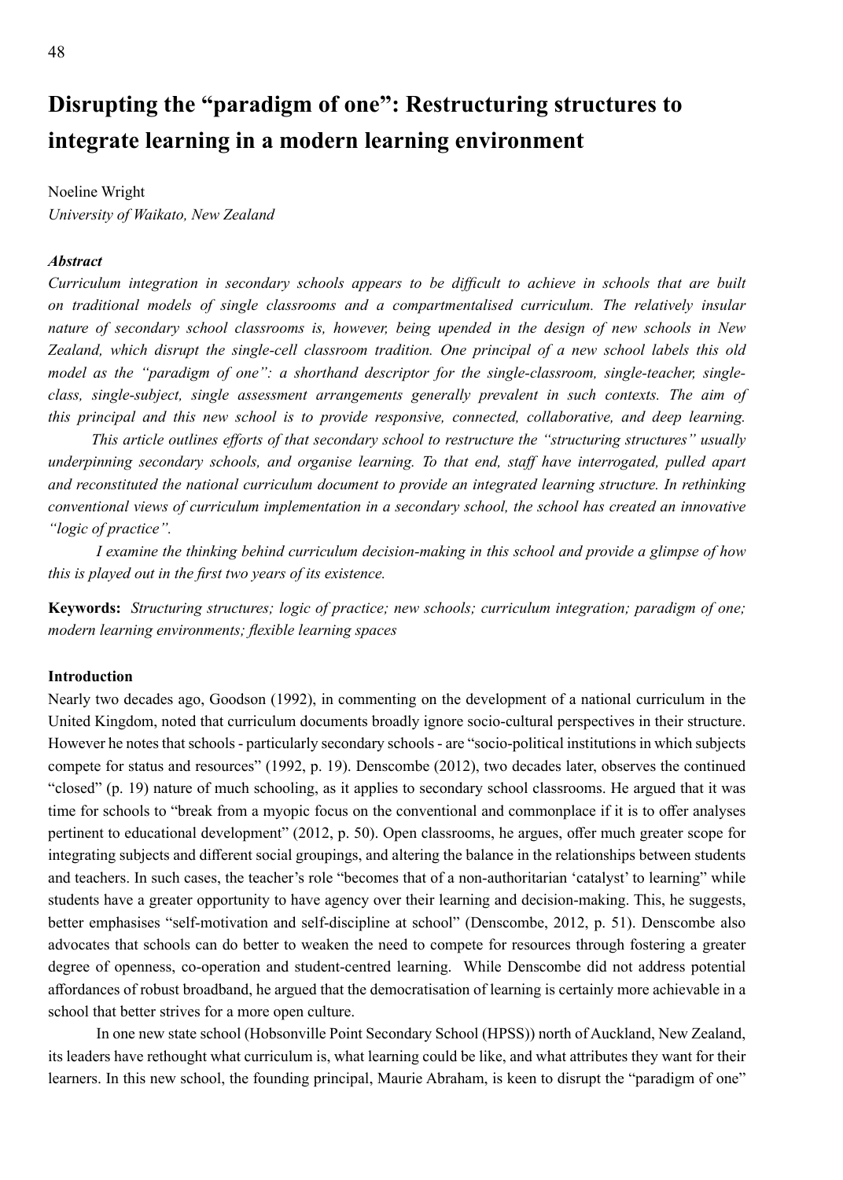# Disrupting the "paradigm of one": Restructuring structures to integrate learning in a modern learning environment

Noeline Wright
*University of Waikato, New Zealand*

***Abstract***

*Curriculum integration in secondary schools appears to be difficult to achieve in schools that are built on traditional models of single classrooms and a compartmentalised curriculum. The relatively insular nature of secondary school classrooms is, however, being upended in the design of new schools in New Zealand, which disrupt the single-cell classroom tradition. One principal of a new school labels this old model as the "paradigm of one": a shorthand descriptor for the single-classroom, single-teacher, single-class, single-subject, single assessment arrangements generally prevalent in such contexts. The aim of this principal and this new school is to provide responsive, connected, collaborative, and deep learning.*

*This article outlines efforts of that secondary school to restructure the "structuring structures" usually underpinning secondary schools, and organise learning. To that end, staff have interrogated, pulled apart and reconstituted the national curriculum document to provide an integrated learning structure. In rethinking conventional views of curriculum implementation in a secondary school, the school has created an innovative "logic of practice".*

*I examine the thinking behind curriculum decision-making in this school and provide a glimpse of how this is played out in the first two years of its existence.*

**Keywords:** *Structuring structures; logic of practice; new schools; curriculum integration; paradigm of one; modern learning environments; flexible learning spaces*

**Introduction**

Nearly two decades ago, Goodson (1992), in commenting on the development of a national curriculum in the United Kingdom, noted that curriculum documents broadly ignore socio-cultural perspectives in their structure. However he notes that schools - particularly secondary schools - are "socio-political institutions in which subjects compete for status and resources" (1992, p. 19). Denscombe (2012), two decades later, observes the continued "closed" (p. 19) nature of much schooling, as it applies to secondary school classrooms. He argued that it was time for schools to "break from a myopic focus on the conventional and commonplace if it is to offer analyses pertinent to educational development" (2012, p. 50). Open classrooms, he argues, offer much greater scope for integrating subjects and different social groupings, and altering the balance in the relationships between students and teachers. In such cases, the teacher's role "becomes that of a non-authoritarian 'catalyst' to learning" while students have a greater opportunity to have agency over their learning and decision-making. This, he suggests, better emphasises "self-motivation and self-discipline at school" (Denscombe, 2012, p. 51). Denscombe also advocates that schools can do better to weaken the need to compete for resources through fostering a greater degree of openness, co-operation and student-centred learning. While Denscombe did not address potential affordances of robust broadband, he argued that the democratisation of learning is certainly more achievable in a school that better strives for a more open culture.

In one new state school (Hobsonville Point Secondary School (HPSS)) north of Auckland, New Zealand, its leaders have rethought what curriculum is, what learning could be like, and what attributes they want for their learners. In this new school, the founding principal, Maurie Abraham, is keen to disrupt the "paradigm of one"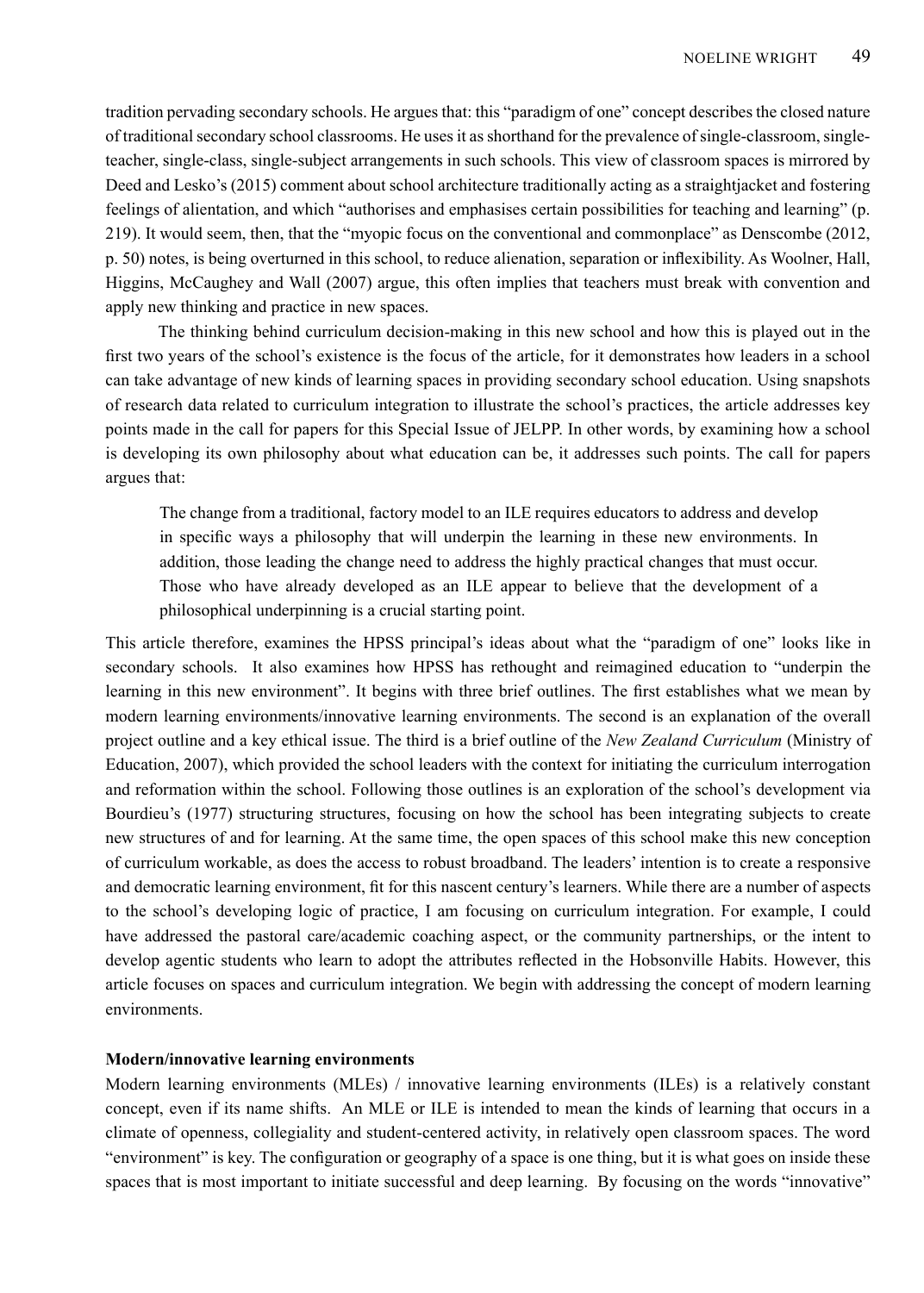tradition pervading secondary schools. He argues that: this "paradigm of one" concept describes the closed nature of traditional secondary school classrooms. He uses it as shorthand for the prevalence of single-classroom, single-teacher, single-class, single-subject arrangements in such schools. This view of classroom spaces is mirrored by Deed and Lesko's (2015) comment about school architecture traditionally acting as a straightjacket and fostering feelings of alientation, and which "authorises and emphasises certain possibilities for teaching and learning" (p. 219). It would seem, then, that the "myopic focus on the conventional and commonplace" as Denscombe (2012, p. 50) notes, is being overturned in this school, to reduce alienation, separation or inflexibility. As Woolner, Hall, Higgins, McCaughey and Wall (2007) argue, this often implies that teachers must break with convention and apply new thinking and practice in new spaces.

The thinking behind curriculum decision-making in this new school and how this is played out in the first two years of the school's existence is the focus of the article, for it demonstrates how leaders in a school can take advantage of new kinds of learning spaces in providing secondary school education. Using snapshots of research data related to curriculum integration to illustrate the school's practices, the article addresses key points made in the call for papers for this Special Issue of JELPP. In other words, by examining how a school is developing its own philosophy about what education can be, it addresses such points. The call for papers argues that:

> The change from a traditional, factory model to an ILE requires educators to address and develop in specific ways a philosophy that will underpin the learning in these new environments. In addition, those leading the change need to address the highly practical changes that must occur. Those who have already developed as an ILE appear to believe that the development of a philosophical underpinning is a crucial starting point.

This article therefore, examines the HPSS principal's ideas about what the "paradigm of one" looks like in secondary schools. It also examines how HPSS has rethought and reimagined education to "underpin the learning in this new environment". It begins with three brief outlines. The first establishes what we mean by modern learning environments/innovative learning environments. The second is an explanation of the overall project outline and a key ethical issue. The third is a brief outline of the *New Zealand Curriculum* (Ministry of Education, 2007), which provided the school leaders with the context for initiating the curriculum interrogation and reformation within the school. Following those outlines is an exploration of the school's development via Bourdieu's (1977) structuring structures, focusing on how the school has been integrating subjects to create new structures of and for learning. At the same time, the open spaces of this school make this new conception of curriculum workable, as does the access to robust broadband. The leaders' intention is to create a responsive and democratic learning environment, fit for this nascent century's learners. While there are a number of aspects to the school's developing logic of practice, I am focusing on curriculum integration. For example, I could have addressed the pastoral care/academic coaching aspect, or the community partnerships, or the intent to develop agentic students who learn to adopt the attributes reflected in the Hobsonville Habits. However, this article focuses on spaces and curriculum integration. We begin with addressing the concept of modern learning environments.

**Modern/innovative learning environments**

Modern learning environments (MLEs) / innovative learning environments (ILEs) is a relatively constant concept, even if its name shifts. An MLE or ILE is intended to mean the kinds of learning that occurs in a climate of openness, collegiality and student-centered activity, in relatively open classroom spaces. The word "environment" is key. The configuration or geography of a space is one thing, but it is what goes on inside these spaces that is most important to initiate successful and deep learning. By focusing on the words "innovative"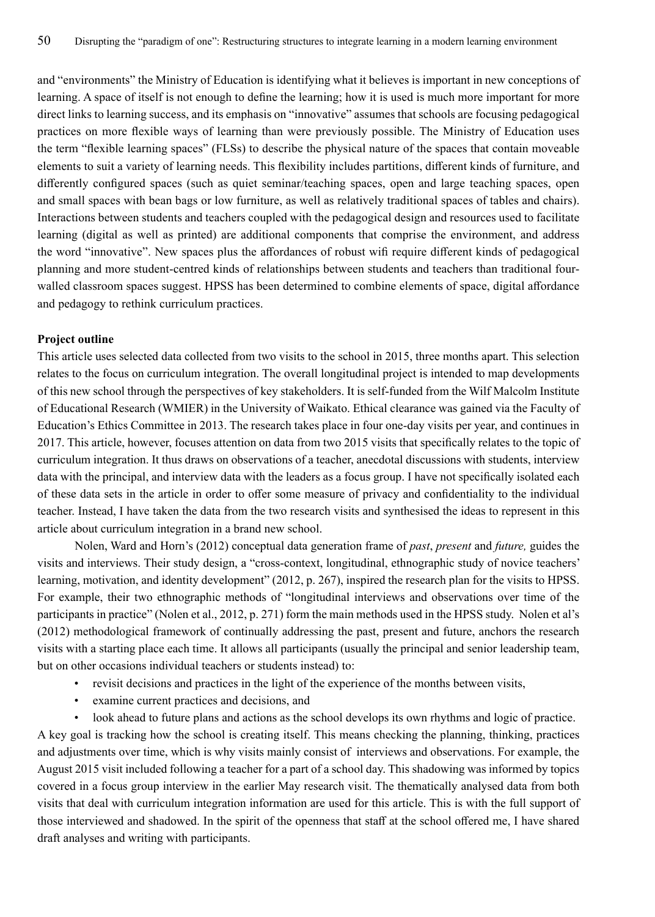and "environments" the Ministry of Education is identifying what it believes is important in new conceptions of learning. A space of itself is not enough to define the learning; how it is used is much more important for more direct links to learning success, and its emphasis on "innovative" assumes that schools are focusing pedagogical practices on more flexible ways of learning than were previously possible. The Ministry of Education uses the term "flexible learning spaces" (FLSs) to describe the physical nature of the spaces that contain moveable elements to suit a variety of learning needs. This flexibility includes partitions, different kinds of furniture, and differently configured spaces (such as quiet seminar/teaching spaces, open and large teaching spaces, open and small spaces with bean bags or low furniture, as well as relatively traditional spaces of tables and chairs). Interactions between students and teachers coupled with the pedagogical design and resources used to facilitate learning (digital as well as printed) are additional components that comprise the environment, and address the word "innovative". New spaces plus the affordances of robust wifi require different kinds of pedagogical planning and more student-centred kinds of relationships between students and teachers than traditional four-walled classroom spaces suggest. HPSS has been determined to combine elements of space, digital affordance and pedagogy to rethink curriculum practices.

**Project outline**

This article uses selected data collected from two visits to the school in 2015, three months apart. This selection relates to the focus on curriculum integration. The overall longitudinal project is intended to map developments of this new school through the perspectives of key stakeholders. It is self-funded from the Wilf Malcolm Institute of Educational Research (WMIER) in the University of Waikato. Ethical clearance was gained via the Faculty of Education's Ethics Committee in 2013. The research takes place in four one-day visits per year, and continues in 2017. This article, however, focuses attention on data from two 2015 visits that specifically relates to the topic of curriculum integration. It thus draws on observations of a teacher, anecdotal discussions with students, interview data with the principal, and interview data with the leaders as a focus group. I have not specifically isolated each of these data sets in the article in order to offer some measure of privacy and confidentiality to the individual teacher. Instead, I have taken the data from the two research visits and synthesised the ideas to represent in this article about curriculum integration in a brand new school.

Nolen, Ward and Horn's (2012) conceptual data generation frame of *past*, *present* and *future,* guides the visits and interviews. Their study design, a "cross-context, longitudinal, ethnographic study of novice teachers' learning, motivation, and identity development" (2012, p. 267), inspired the research plan for the visits to HPSS. For example, their two ethnographic methods of "longitudinal interviews and observations over time of the participants in practice" (Nolen et al., 2012, p. 271) form the main methods used in the HPSS study. Nolen et al's (2012) methodological framework of continually addressing the past, present and future, anchors the research visits with a starting place each time. It allows all participants (usually the principal and senior leadership team, but on other occasions individual teachers or students instead) to:

- revisit decisions and practices in the light of the experience of the months between visits,
- examine current practices and decisions, and
- look ahead to future plans and actions as the school develops its own rhythms and logic of practice.

A key goal is tracking how the school is creating itself. This means checking the planning, thinking, practices and adjustments over time, which is why visits mainly consist of interviews and observations. For example, the August 2015 visit included following a teacher for a part of a school day. This shadowing was informed by topics covered in a focus group interview in the earlier May research visit. The thematically analysed data from both visits that deal with curriculum integration information are used for this article. This is with the full support of those interviewed and shadowed. In the spirit of the openness that staff at the school offered me, I have shared draft analyses and writing with participants.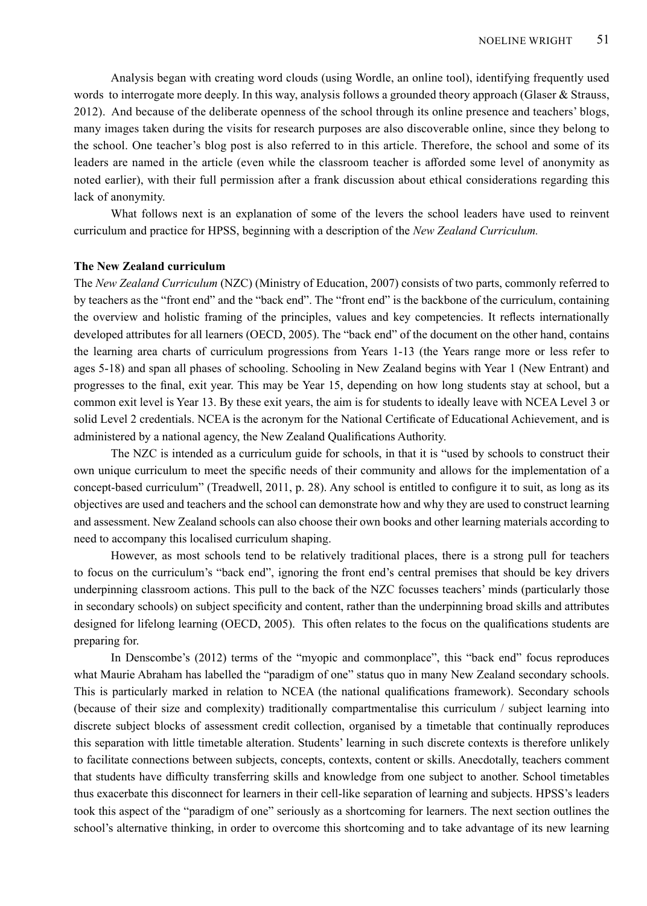Analysis began with creating word clouds (using Wordle, an online tool), identifying frequently used words to interrogate more deeply. In this way, analysis follows a grounded theory approach (Glaser & Strauss, 2012). And because of the deliberate openness of the school through its online presence and teachers' blogs, many images taken during the visits for research purposes are also discoverable online, since they belong to the school. One teacher's blog post is also referred to in this article. Therefore, the school and some of its leaders are named in the article (even while the classroom teacher is afforded some level of anonymity as noted earlier), with their full permission after a frank discussion about ethical considerations regarding this lack of anonymity.

What follows next is an explanation of some of the levers the school leaders have used to reinvent curriculum and practice for HPSS, beginning with a description of the *New Zealand Curriculum.*

## The New Zealand curriculum

The *New Zealand Curriculum* (NZC) (Ministry of Education, 2007) consists of two parts, commonly referred to by teachers as the "front end" and the "back end". The "front end" is the backbone of the curriculum, containing the overview and holistic framing of the principles, values and key competencies. It reflects internationally developed attributes for all learners (OECD, 2005). The "back end" of the document on the other hand, contains the learning area charts of curriculum progressions from Years 1-13 (the Years range more or less refer to ages 5-18) and span all phases of schooling. Schooling in New Zealand begins with Year 1 (New Entrant) and progresses to the final, exit year. This may be Year 15, depending on how long students stay at school, but a common exit level is Year 13. By these exit years, the aim is for students to ideally leave with NCEA Level 3 or solid Level 2 credentials. NCEA is the acronym for the National Certificate of Educational Achievement, and is administered by a national agency, the New Zealand Qualifications Authority.

The NZC is intended as a curriculum guide for schools, in that it is "used by schools to construct their own unique curriculum to meet the specific needs of their community and allows for the implementation of a concept-based curriculum" (Treadwell, 2011, p. 28). Any school is entitled to configure it to suit, as long as its objectives are used and teachers and the school can demonstrate how and why they are used to construct learning and assessment. New Zealand schools can also choose their own books and other learning materials according to need to accompany this localised curriculum shaping.

However, as most schools tend to be relatively traditional places, there is a strong pull for teachers to focus on the curriculum's "back end", ignoring the front end's central premises that should be key drivers underpinning classroom actions. This pull to the back of the NZC focusses teachers' minds (particularly those in secondary schools) on subject specificity and content, rather than the underpinning broad skills and attributes designed for lifelong learning (OECD, 2005). This often relates to the focus on the qualifications students are preparing for.

In Denscombe's (2012) terms of the "myopic and commonplace", this "back end" focus reproduces what Maurie Abraham has labelled the "paradigm of one" status quo in many New Zealand secondary schools. This is particularly marked in relation to NCEA (the national qualifications framework). Secondary schools (because of their size and complexity) traditionally compartmentalise this curriculum / subject learning into discrete subject blocks of assessment credit collection, organised by a timetable that continually reproduces this separation with little timetable alteration. Students' learning in such discrete contexts is therefore unlikely to facilitate connections between subjects, concepts, contexts, content or skills. Anecdotally, teachers comment that students have difficulty transferring skills and knowledge from one subject to another. School timetables thus exacerbate this disconnect for learners in their cell-like separation of learning and subjects. HPSS's leaders took this aspect of the "paradigm of one" seriously as a shortcoming for learners. The next section outlines the school's alternative thinking, in order to overcome this shortcoming and to take advantage of its new learning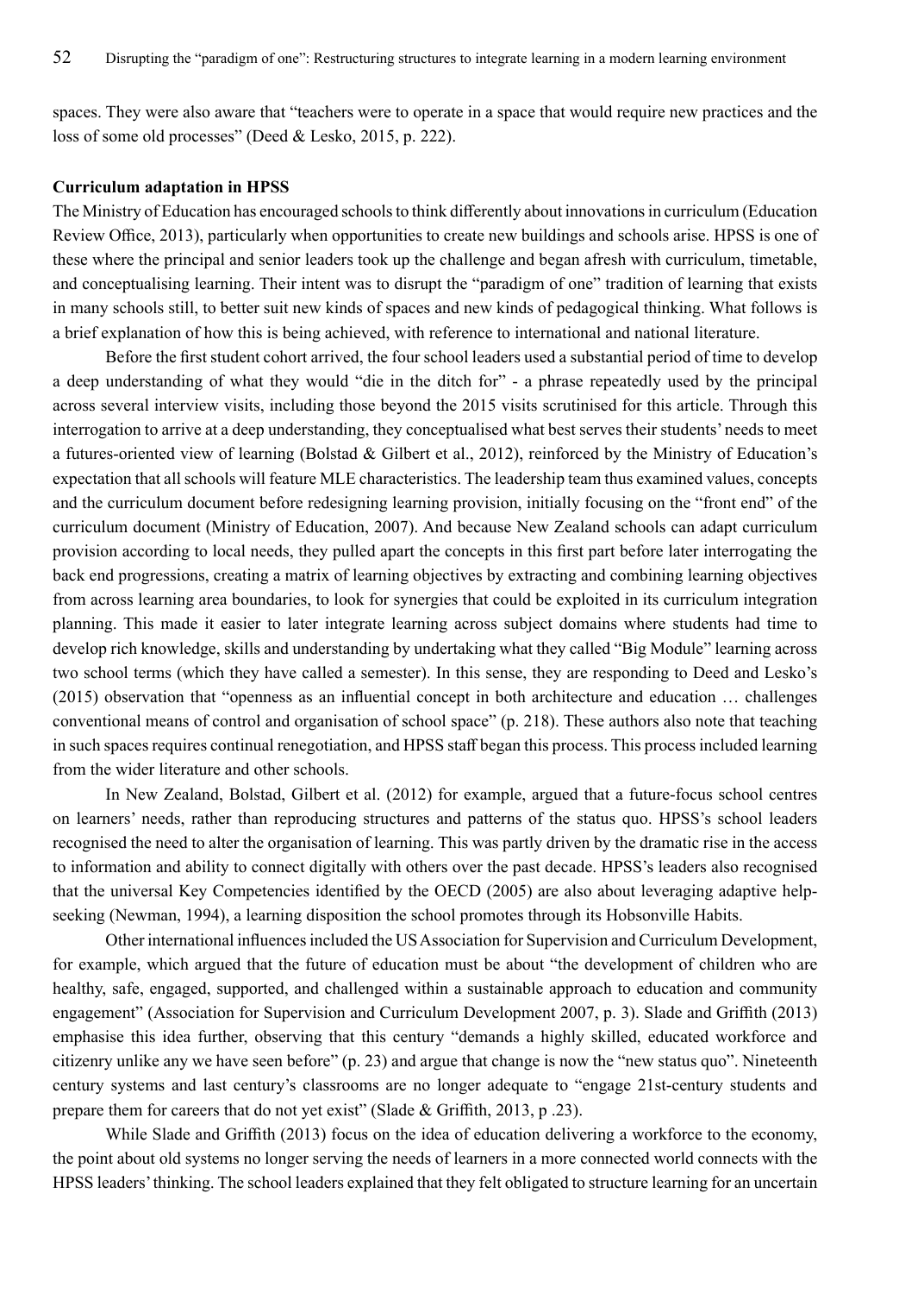spaces. They were also aware that "teachers were to operate in a space that would require new practices and the loss of some old processes" (Deed & Lesko, 2015, p. 222).

**Curriculum adaptation in HPSS**

The Ministry of Education has encouraged schools to think differently about innovations in curriculum (Education Review Office, 2013), particularly when opportunities to create new buildings and schools arise. HPSS is one of these where the principal and senior leaders took up the challenge and began afresh with curriculum, timetable, and conceptualising learning. Their intent was to disrupt the "paradigm of one" tradition of learning that exists in many schools still, to better suit new kinds of spaces and new kinds of pedagogical thinking. What follows is a brief explanation of how this is being achieved, with reference to international and national literature.

Before the first student cohort arrived, the four school leaders used a substantial period of time to develop a deep understanding of what they would "die in the ditch for" - a phrase repeatedly used by the principal across several interview visits, including those beyond the 2015 visits scrutinised for this article. Through this interrogation to arrive at a deep understanding, they conceptualised what best serves their students' needs to meet a futures-oriented view of learning (Bolstad & Gilbert et al., 2012), reinforced by the Ministry of Education's expectation that all schools will feature MLE characteristics. The leadership team thus examined values, concepts and the curriculum document before redesigning learning provision, initially focusing on the "front end" of the curriculum document (Ministry of Education, 2007). And because New Zealand schools can adapt curriculum provision according to local needs, they pulled apart the concepts in this first part before later interrogating the back end progressions, creating a matrix of learning objectives by extracting and combining learning objectives from across learning area boundaries, to look for synergies that could be exploited in its curriculum integration planning. This made it easier to later integrate learning across subject domains where students had time to develop rich knowledge, skills and understanding by undertaking what they called "Big Module" learning across two school terms (which they have called a semester). In this sense, they are responding to Deed and Lesko's (2015) observation that "openness as an influential concept in both architecture and education … challenges conventional means of control and organisation of school space" (p. 218). These authors also note that teaching in such spaces requires continual renegotiation, and HPSS staff began this process. This process included learning from the wider literature and other schools.

In New Zealand, Bolstad, Gilbert et al. (2012) for example, argued that a future-focus school centres on learners' needs, rather than reproducing structures and patterns of the status quo. HPSS's school leaders recognised the need to alter the organisation of learning. This was partly driven by the dramatic rise in the access to information and ability to connect digitally with others over the past decade. HPSS's leaders also recognised that the universal Key Competencies identified by the OECD (2005) are also about leveraging adaptive help-seeking (Newman, 1994), a learning disposition the school promotes through its Hobsonville Habits.

Other international influences included the US Association for Supervision and Curriculum Development, for example, which argued that the future of education must be about "the development of children who are healthy, safe, engaged, supported, and challenged within a sustainable approach to education and community engagement" (Association for Supervision and Curriculum Development 2007, p. 3). Slade and Griffith (2013) emphasise this idea further, observing that this century "demands a highly skilled, educated workforce and citizenry unlike any we have seen before" (p. 23) and argue that change is now the "new status quo". Nineteenth century systems and last century's classrooms are no longer adequate to "engage 21st-century students and prepare them for careers that do not yet exist" (Slade & Griffith, 2013, p .23).

While Slade and Griffith (2013) focus on the idea of education delivering a workforce to the economy, the point about old systems no longer serving the needs of learners in a more connected world connects with the HPSS leaders' thinking. The school leaders explained that they felt obligated to structure learning for an uncertain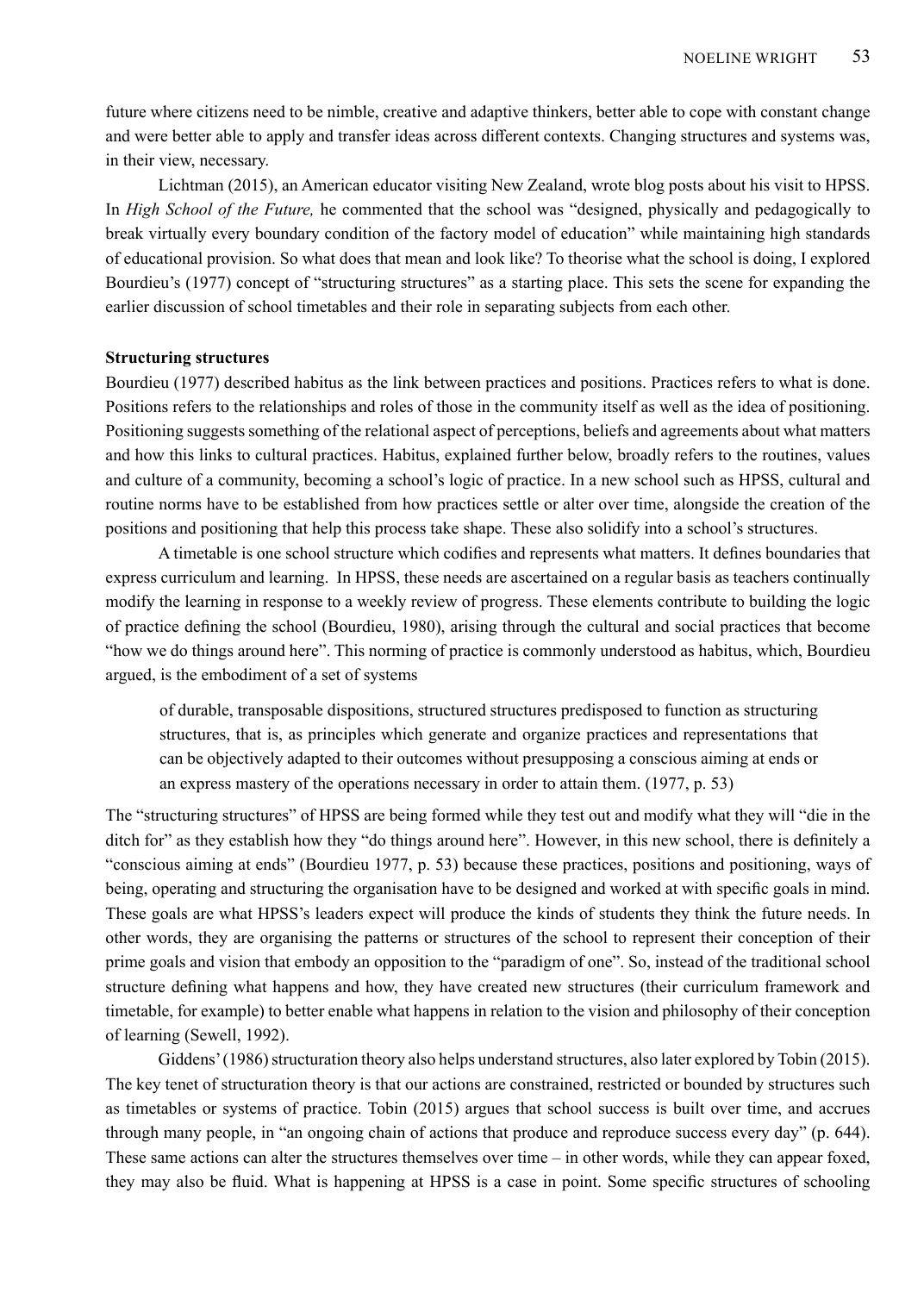future where citizens need to be nimble, creative and adaptive thinkers, better able to cope with constant change and were better able to apply and transfer ideas across different contexts. Changing structures and systems was, in their view, necessary.

Lichtman (2015), an American educator visiting New Zealand, wrote blog posts about his visit to HPSS. In *High School of the Future,* he commented that the school was "designed, physically and pedagogically to break virtually every boundary condition of the factory model of education" while maintaining high standards of educational provision. So what does that mean and look like? To theorise what the school is doing, I explored Bourdieu's (1977) concept of "structuring structures" as a starting place. This sets the scene for expanding the earlier discussion of school timetables and their role in separating subjects from each other.

**Structuring structures**

Bourdieu (1977) described habitus as the link between practices and positions. Practices refers to what is done. Positions refers to the relationships and roles of those in the community itself as well as the idea of positioning. Positioning suggests something of the relational aspect of perceptions, beliefs and agreements about what matters and how this links to cultural practices. Habitus, explained further below, broadly refers to the routines, values and culture of a community, becoming a school's logic of practice. In a new school such as HPSS, cultural and routine norms have to be established from how practices settle or alter over time, alongside the creation of the positions and positioning that help this process take shape. These also solidify into a school's structures.

A timetable is one school structure which codifies and represents what matters. It defines boundaries that express curriculum and learning. In HPSS, these needs are ascertained on a regular basis as teachers continually modify the learning in response to a weekly review of progress. These elements contribute to building the logic of practice defining the school (Bourdieu, 1980), arising through the cultural and social practices that become "how we do things around here". This norming of practice is commonly understood as habitus, which, Bourdieu argued, is the embodiment of a set of systems

> of durable, transposable dispositions, structured structures predisposed to function as structuring structures, that is, as principles which generate and organize practices and representations that can be objectively adapted to their outcomes without presupposing a conscious aiming at ends or an express mastery of the operations necessary in order to attain them. (1977, p. 53)

The "structuring structures" of HPSS are being formed while they test out and modify what they will "die in the ditch for" as they establish how they "do things around here". However, in this new school, there is definitely a "conscious aiming at ends" (Bourdieu 1977, p. 53) because these practices, positions and positioning, ways of being, operating and structuring the organisation have to be designed and worked at with specific goals in mind. These goals are what HPSS's leaders expect will produce the kinds of students they think the future needs. In other words, they are organising the patterns or structures of the school to represent their conception of their prime goals and vision that embody an opposition to the "paradigm of one". So, instead of the traditional school structure defining what happens and how, they have created new structures (their curriculum framework and timetable, for example) to better enable what happens in relation to the vision and philosophy of their conception of learning (Sewell, 1992).

Giddens' (1986) structuration theory also helps understand structures, also later explored by Tobin (2015). The key tenet of structuration theory is that our actions are constrained, restricted or bounded by structures such as timetables or systems of practice. Tobin (2015) argues that school success is built over time, and accrues through many people, in "an ongoing chain of actions that produce and reproduce success every day" (p. 644). These same actions can alter the structures themselves over time – in other words, while they can appear foxed, they may also be fluid. What is happening at HPSS is a case in point. Some specific structures of schooling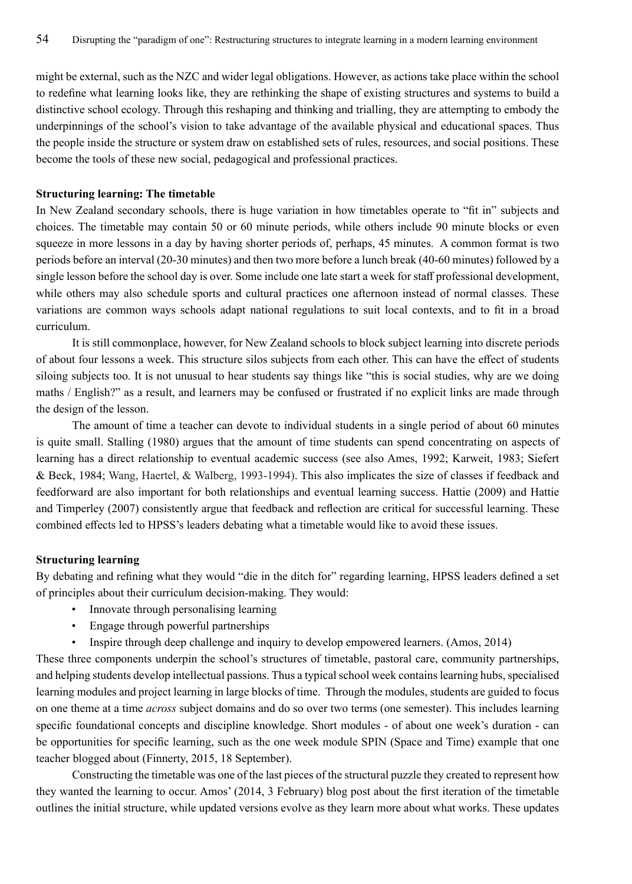might be external, such as the NZC and wider legal obligations. However, as actions take place within the school to redefine what learning looks like, they are rethinking the shape of existing structures and systems to build a distinctive school ecology. Through this reshaping and thinking and trialling, they are attempting to embody the underpinnings of the school's vision to take advantage of the available physical and educational spaces. Thus the people inside the structure or system draw on established sets of rules, resources, and social positions. These become the tools of these new social, pedagogical and professional practices.

**Structuring learning: The timetable**

In New Zealand secondary schools, there is huge variation in how timetables operate to "fit in" subjects and choices. The timetable may contain 50 or 60 minute periods, while others include 90 minute blocks or even squeeze in more lessons in a day by having shorter periods of, perhaps, 45 minutes. A common format is two periods before an interval (20-30 minutes) and then two more before a lunch break (40-60 minutes) followed by a single lesson before the school day is over. Some include one late start a week for staff professional development, while others may also schedule sports and cultural practices one afternoon instead of normal classes. These variations are common ways schools adapt national regulations to suit local contexts, and to fit in a broad curriculum.

It is still commonplace, however, for New Zealand schools to block subject learning into discrete periods of about four lessons a week. This structure silos subjects from each other. This can have the effect of students siloing subjects too. It is not unusual to hear students say things like "this is social studies, why are we doing maths / English?" as a result, and learners may be confused or frustrated if no explicit links are made through the design of the lesson.

The amount of time a teacher can devote to individual students in a single period of about 60 minutes is quite small. Stalling (1980) argues that the amount of time students can spend concentrating on aspects of learning has a direct relationship to eventual academic success (see also Ames, 1992; Karweit, 1983; Siefert & Beck, 1984; Wang, Haertel, & Walberg, 1993-1994). This also implicates the size of classes if feedback and feedforward are also important for both relationships and eventual learning success. Hattie (2009) and Hattie and Timperley (2007) consistently argue that feedback and reflection are critical for successful learning. These combined effects led to HPSS's leaders debating what a timetable would like to avoid these issues.

**Structuring learning**

By debating and refining what they would "die in the ditch for" regarding learning, HPSS leaders defined a set of principles about their curriculum decision-making. They would:

- Innovate through personalising learning
- Engage through powerful partnerships
- Inspire through deep challenge and inquiry to develop empowered learners. (Amos, 2014)

These three components underpin the school's structures of timetable, pastoral care, community partnerships, and helping students develop intellectual passions. Thus a typical school week contains learning hubs, specialised learning modules and project learning in large blocks of time. Through the modules, students are guided to focus on one theme at a time *across* subject domains and do so over two terms (one semester). This includes learning specific foundational concepts and discipline knowledge. Short modules - of about one week's duration - can be opportunities for specific learning, such as the one week module SPIN (Space and Time) example that one teacher blogged about (Finnerty, 2015, 18 September).

Constructing the timetable was one of the last pieces of the structural puzzle they created to represent how they wanted the learning to occur. Amos' (2014, 3 February) blog post about the first iteration of the timetable outlines the initial structure, while updated versions evolve as they learn more about what works. These updates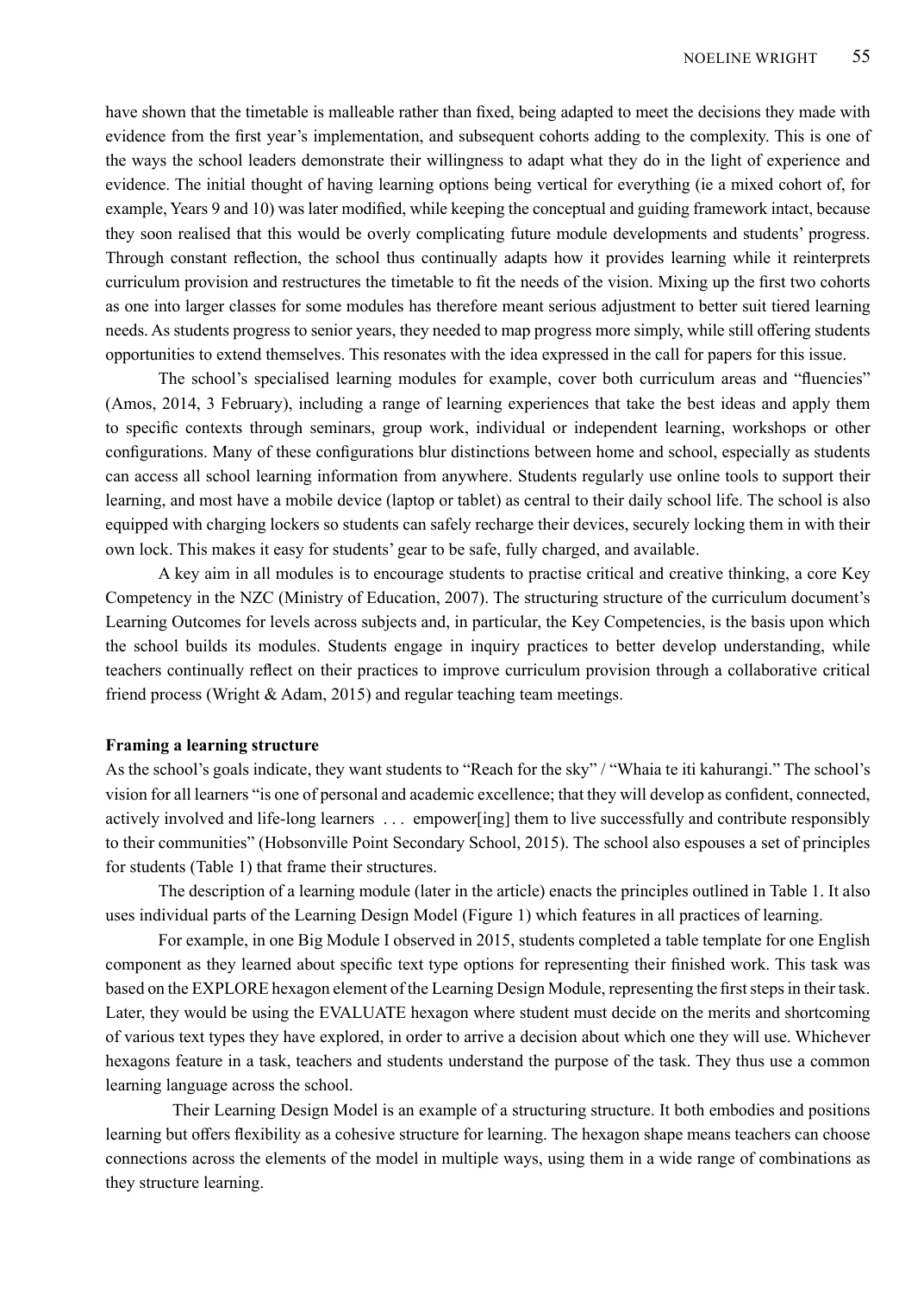have shown that the timetable is malleable rather than fixed, being adapted to meet the decisions they made with evidence from the first year's implementation, and subsequent cohorts adding to the complexity. This is one of the ways the school leaders demonstrate their willingness to adapt what they do in the light of experience and evidence. The initial thought of having learning options being vertical for everything (ie a mixed cohort of, for example, Years 9 and 10) was later modified, while keeping the conceptual and guiding framework intact, because they soon realised that this would be overly complicating future module developments and students' progress. Through constant reflection, the school thus continually adapts how it provides learning while it reinterprets curriculum provision and restructures the timetable to fit the needs of the vision. Mixing up the first two cohorts as one into larger classes for some modules has therefore meant serious adjustment to better suit tiered learning needs. As students progress to senior years, they needed to map progress more simply, while still offering students opportunities to extend themselves. This resonates with the idea expressed in the call for papers for this issue.

The school's specialised learning modules for example, cover both curriculum areas and "fluencies" (Amos, 2014, 3 February), including a range of learning experiences that take the best ideas and apply them to specific contexts through seminars, group work, individual or independent learning, workshops or other configurations. Many of these configurations blur distinctions between home and school, especially as students can access all school learning information from anywhere. Students regularly use online tools to support their learning, and most have a mobile device (laptop or tablet) as central to their daily school life. The school is also equipped with charging lockers so students can safely recharge their devices, securely locking them in with their own lock. This makes it easy for students' gear to be safe, fully charged, and available.

A key aim in all modules is to encourage students to practise critical and creative thinking, a core Key Competency in the NZC (Ministry of Education, 2007). The structuring structure of the curriculum document's Learning Outcomes for levels across subjects and, in particular, the Key Competencies, is the basis upon which the school builds its modules. Students engage in inquiry practices to better develop understanding, while teachers continually reflect on their practices to improve curriculum provision through a collaborative critical friend process (Wright & Adam, 2015) and regular teaching team meetings.

**Framing a learning structure**

As the school's goals indicate, they want students to "Reach for the sky" / "Whaia te iti kahurangi." The school's vision for all learners "is one of personal and academic excellence; that they will develop as confident, connected, actively involved and life-long learners . . . empower[ing] them to live successfully and contribute responsibly to their communities" (Hobsonville Point Secondary School, 2015). The school also espouses a set of principles for students (Table 1) that frame their structures.

The description of a learning module (later in the article) enacts the principles outlined in Table 1. It also uses individual parts of the Learning Design Model (Figure 1) which features in all practices of learning.

For example, in one Big Module I observed in 2015, students completed a table template for one English component as they learned about specific text type options for representing their finished work. This task was based on the EXPLORE hexagon element of the Learning Design Module, representing the first steps in their task. Later, they would be using the EVALUATE hexagon where student must decide on the merits and shortcoming of various text types they have explored, in order to arrive a decision about which one they will use. Whichever hexagons feature in a task, teachers and students understand the purpose of the task. They thus use a common learning language across the school.

Their Learning Design Model is an example of a structuring structure. It both embodies and positions learning but offers flexibility as a cohesive structure for learning. The hexagon shape means teachers can choose connections across the elements of the model in multiple ways, using them in a wide range of combinations as they structure learning.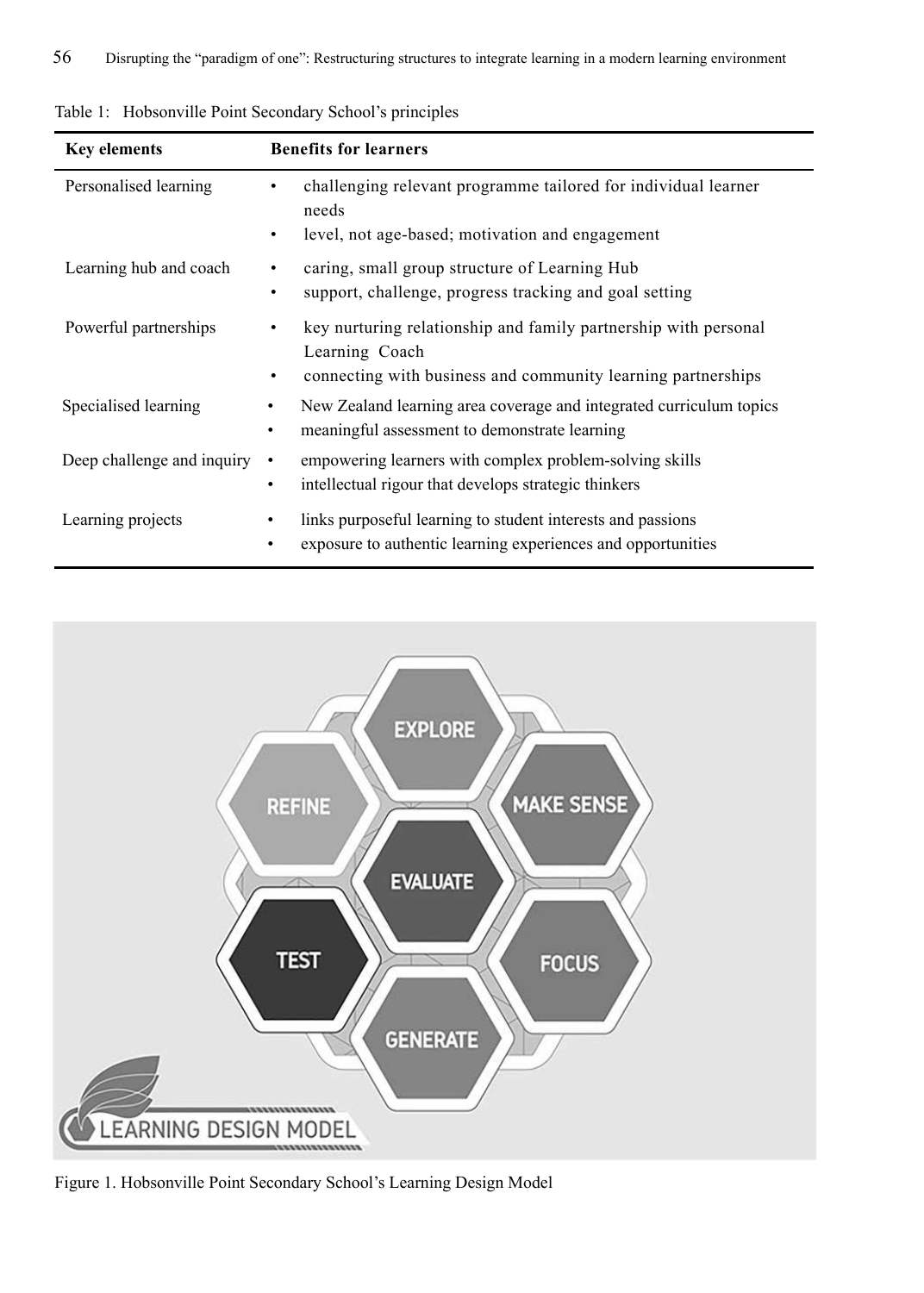Table 1: Hobsonville Point Secondary School's principles

| Key elements | Benefits for learners |
| --- | --- |
| Personalised learning | • challenging relevant programme tailored for individual learner needs<br>• level, not age-based; motivation and engagement |
| Learning hub and coach | • caring, small group structure of Learning Hub<br>• support, challenge, progress tracking and goal setting |
| Powerful partnerships | • key nurturing relationship and family partnership with personal Learning Coach<br>• connecting with business and community learning partnerships |
| Specialised learning | • New Zealand learning area coverage and integrated curriculum topics<br>• meaningful assessment to demonstrate learning |
| Deep challenge and inquiry | • empowering learners with complex problem-solving skills<br>• intellectual rigour that develops strategic thinkers |
| Learning projects | • links purposeful learning to student interests and passions<br>• exposure to authentic learning experiences and opportunities |

Figure 1. Hobsonville Point Secondary School's Learning Design Model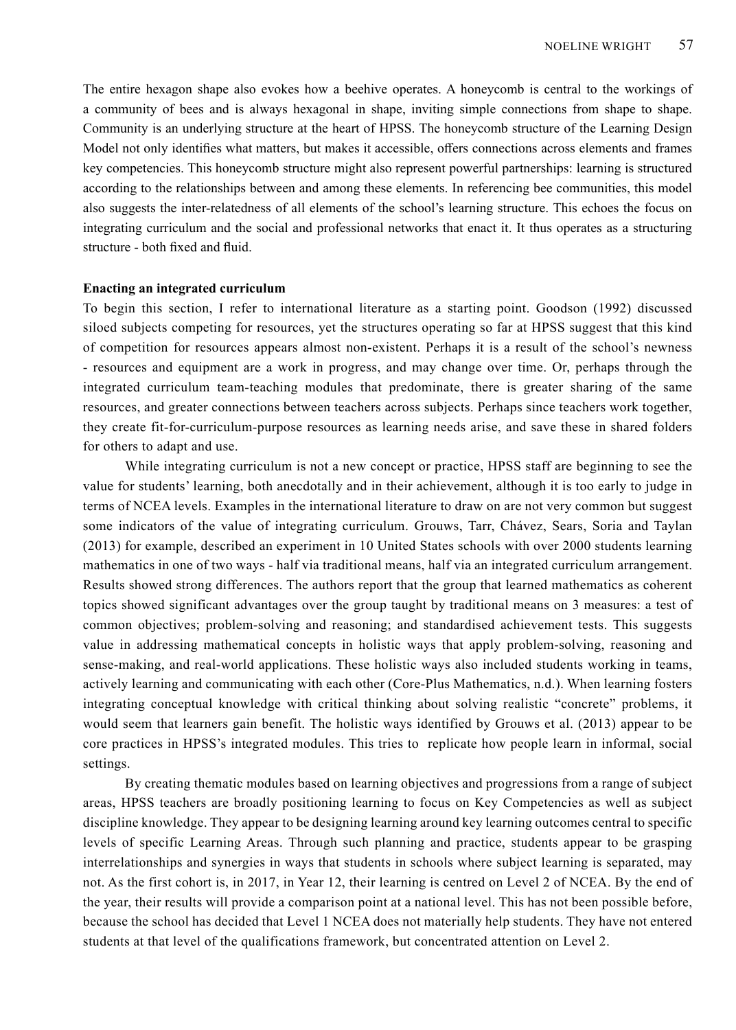The entire hexagon shape also evokes how a beehive operates. A honeycomb is central to the workings of a community of bees and is always hexagonal in shape, inviting simple connections from shape to shape. Community is an underlying structure at the heart of HPSS. The honeycomb structure of the Learning Design Model not only identifies what matters, but makes it accessible, offers connections across elements and frames key competencies. This honeycomb structure might also represent powerful partnerships: learning is structured according to the relationships between and among these elements. In referencing bee communities, this model also suggests the inter-relatedness of all elements of the school's learning structure. This echoes the focus on integrating curriculum and the social and professional networks that enact it. It thus operates as a structuring structure - both fixed and fluid.

**Enacting an integrated curriculum**

To begin this section, I refer to international literature as a starting point. Goodson (1992) discussed siloed subjects competing for resources, yet the structures operating so far at HPSS suggest that this kind of competition for resources appears almost non-existent. Perhaps it is a result of the school's newness - resources and equipment are a work in progress, and may change over time. Or, perhaps through the integrated curriculum team-teaching modules that predominate, there is greater sharing of the same resources, and greater connections between teachers across subjects. Perhaps since teachers work together, they create fit-for-curriculum-purpose resources as learning needs arise, and save these in shared folders for others to adapt and use.

While integrating curriculum is not a new concept or practice, HPSS staff are beginning to see the value for students' learning, both anecdotally and in their achievement, although it is too early to judge in terms of NCEA levels. Examples in the international literature to draw on are not very common but suggest some indicators of the value of integrating curriculum. Grouws, Tarr, Chávez, Sears, Soria and Taylan (2013) for example, described an experiment in 10 United States schools with over 2000 students learning mathematics in one of two ways - half via traditional means, half via an integrated curriculum arrangement. Results showed strong differences. The authors report that the group that learned mathematics as coherent topics showed significant advantages over the group taught by traditional means on 3 measures: a test of common objectives; problem-solving and reasoning; and standardised achievement tests. This suggests value in addressing mathematical concepts in holistic ways that apply problem-solving, reasoning and sense-making, and real-world applications. These holistic ways also included students working in teams, actively learning and communicating with each other (Core-Plus Mathematics, n.d.). When learning fosters integrating conceptual knowledge with critical thinking about solving realistic "concrete" problems, it would seem that learners gain benefit. The holistic ways identified by Grouws et al. (2013) appear to be core practices in HPSS's integrated modules. This tries to replicate how people learn in informal, social settings.

By creating thematic modules based on learning objectives and progressions from a range of subject areas, HPSS teachers are broadly positioning learning to focus on Key Competencies as well as subject discipline knowledge. They appear to be designing learning around key learning outcomes central to specific levels of specific Learning Areas. Through such planning and practice, students appear to be grasping interrelationships and synergies in ways that students in schools where subject learning is separated, may not. As the first cohort is, in 2017, in Year 12, their learning is centred on Level 2 of NCEA. By the end of the year, their results will provide a comparison point at a national level. This has not been possible before, because the school has decided that Level 1 NCEA does not materially help students. They have not entered students at that level of the qualifications framework, but concentrated attention on Level 2.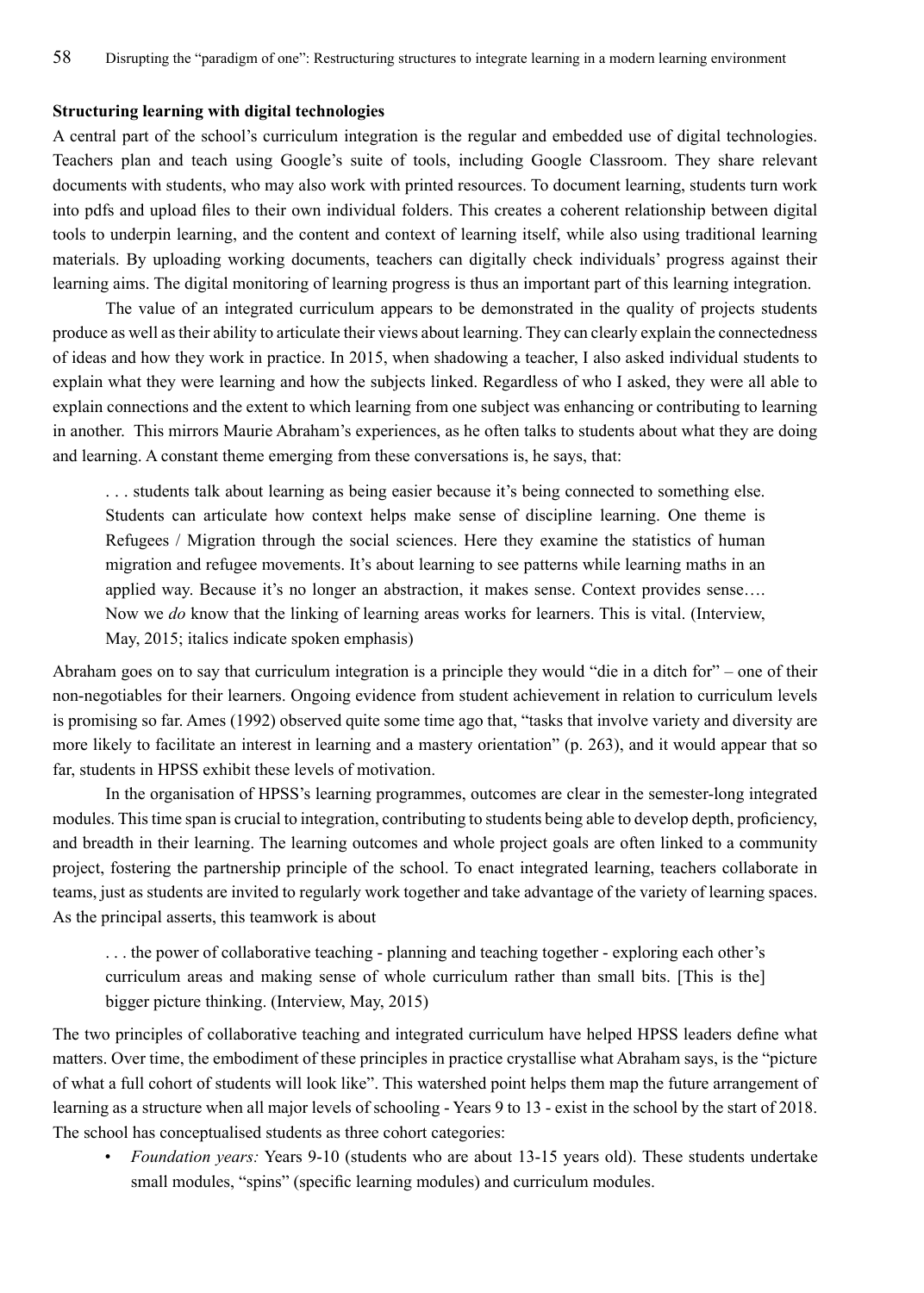**Structuring learning with digital technologies**

A central part of the school's curriculum integration is the regular and embedded use of digital technologies. Teachers plan and teach using Google's suite of tools, including Google Classroom. They share relevant documents with students, who may also work with printed resources. To document learning, students turn work into pdfs and upload files to their own individual folders. This creates a coherent relationship between digital tools to underpin learning, and the content and context of learning itself, while also using traditional learning materials. By uploading working documents, teachers can digitally check individuals' progress against their learning aims. The digital monitoring of learning progress is thus an important part of this learning integration.

The value of an integrated curriculum appears to be demonstrated in the quality of projects students produce as well as their ability to articulate their views about learning. They can clearly explain the connectedness of ideas and how they work in practice. In 2015, when shadowing a teacher, I also asked individual students to explain what they were learning and how the subjects linked. Regardless of who I asked, they were all able to explain connections and the extent to which learning from one subject was enhancing or contributing to learning in another. This mirrors Maurie Abraham's experiences, as he often talks to students about what they are doing and learning. A constant theme emerging from these conversations is, he says, that:

> . . . students talk about learning as being easier because it's being connected to something else. Students can articulate how context helps make sense of discipline learning. One theme is Refugees / Migration through the social sciences. Here they examine the statistics of human migration and refugee movements. It's about learning to see patterns while learning maths in an applied way. Because it's no longer an abstraction, it makes sense. Context provides sense…. Now we *do* know that the linking of learning areas works for learners. This is vital. (Interview, May, 2015; italics indicate spoken emphasis)

Abraham goes on to say that curriculum integration is a principle they would "die in a ditch for" – one of their non-negotiables for their learners. Ongoing evidence from student achievement in relation to curriculum levels is promising so far. Ames (1992) observed quite some time ago that, "tasks that involve variety and diversity are more likely to facilitate an interest in learning and a mastery orientation" (p. 263), and it would appear that so far, students in HPSS exhibit these levels of motivation.

In the organisation of HPSS's learning programmes, outcomes are clear in the semester-long integrated modules. This time span is crucial to integration, contributing to students being able to develop depth, proficiency, and breadth in their learning. The learning outcomes and whole project goals are often linked to a community project, fostering the partnership principle of the school. To enact integrated learning, teachers collaborate in teams, just as students are invited to regularly work together and take advantage of the variety of learning spaces. As the principal asserts, this teamwork is about

> . . . the power of collaborative teaching - planning and teaching together - exploring each other's curriculum areas and making sense of whole curriculum rather than small bits. [This is the] bigger picture thinking. (Interview, May, 2015)

The two principles of collaborative teaching and integrated curriculum have helped HPSS leaders define what matters. Over time, the embodiment of these principles in practice crystallise what Abraham says, is the "picture of what a full cohort of students will look like". This watershed point helps them map the future arrangement of learning as a structure when all major levels of schooling - Years 9 to 13 - exist in the school by the start of 2018. The school has conceptualised students as three cohort categories:

- *Foundation years:* Years 9-10 (students who are about 13-15 years old). These students undertake small modules, "spins" (specific learning modules) and curriculum modules.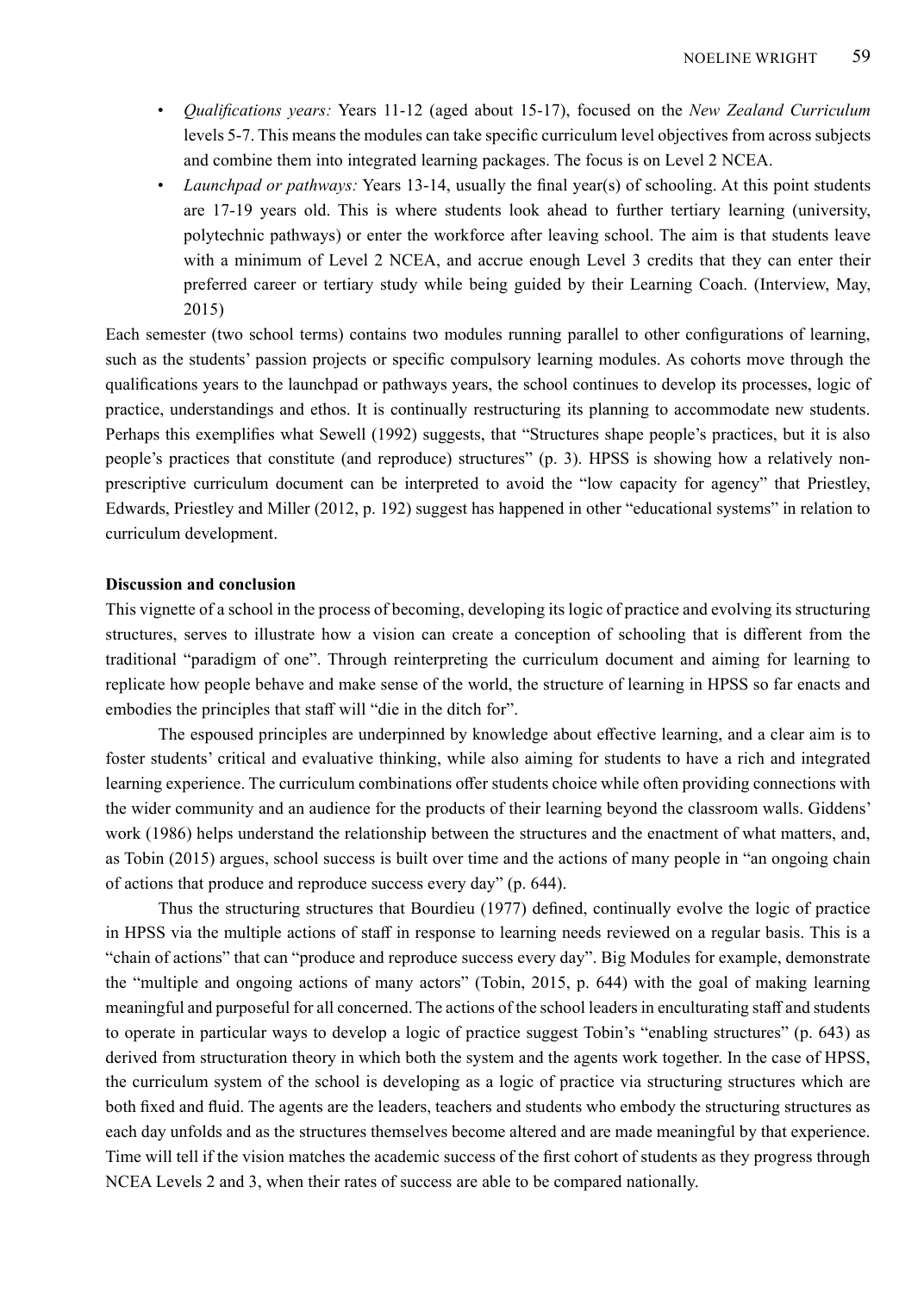- *Qualifications years:* Years 11-12 (aged about 15-17), focused on the *New Zealand Curriculum* levels 5-7. This means the modules can take specific curriculum level objectives from across subjects and combine them into integrated learning packages. The focus is on Level 2 NCEA.
- *Launchpad or pathways:* Years 13-14, usually the final year(s) of schooling. At this point students are 17-19 years old. This is where students look ahead to further tertiary learning (university, polytechnic pathways) or enter the workforce after leaving school. The aim is that students leave with a minimum of Level 2 NCEA, and accrue enough Level 3 credits that they can enter their preferred career or tertiary study while being guided by their Learning Coach. (Interview, May, 2015)

Each semester (two school terms) contains two modules running parallel to other configurations of learning, such as the students' passion projects or specific compulsory learning modules. As cohorts move through the qualifications years to the launchpad or pathways years, the school continues to develop its processes, logic of practice, understandings and ethos. It is continually restructuring its planning to accommodate new students. Perhaps this exemplifies what Sewell (1992) suggests, that "Structures shape people's practices, but it is also people's practices that constitute (and reproduce) structures" (p. 3). HPSS is showing how a relatively non-prescriptive curriculum document can be interpreted to avoid the "low capacity for agency" that Priestley, Edwards, Priestley and Miller (2012, p. 192) suggest has happened in other "educational systems" in relation to curriculum development.

**Discussion and conclusion**

This vignette of a school in the process of becoming, developing its logic of practice and evolving its structuring structures, serves to illustrate how a vision can create a conception of schooling that is different from the traditional "paradigm of one". Through reinterpreting the curriculum document and aiming for learning to replicate how people behave and make sense of the world, the structure of learning in HPSS so far enacts and embodies the principles that staff will "die in the ditch for".

The espoused principles are underpinned by knowledge about effective learning, and a clear aim is to foster students' critical and evaluative thinking, while also aiming for students to have a rich and integrated learning experience. The curriculum combinations offer students choice while often providing connections with the wider community and an audience for the products of their learning beyond the classroom walls. Giddens' work (1986) helps understand the relationship between the structures and the enactment of what matters, and, as Tobin (2015) argues, school success is built over time and the actions of many people in "an ongoing chain of actions that produce and reproduce success every day" (p. 644).

Thus the structuring structures that Bourdieu (1977) defined, continually evolve the logic of practice in HPSS via the multiple actions of staff in response to learning needs reviewed on a regular basis. This is a "chain of actions" that can "produce and reproduce success every day". Big Modules for example, demonstrate the "multiple and ongoing actions of many actors" (Tobin, 2015, p. 644) with the goal of making learning meaningful and purposeful for all concerned. The actions of the school leaders in enculturating staff and students to operate in particular ways to develop a logic of practice suggest Tobin's "enabling structures" (p. 643) as derived from structuration theory in which both the system and the agents work together. In the case of HPSS, the curriculum system of the school is developing as a logic of practice via structuring structures which are both fixed and fluid. The agents are the leaders, teachers and students who embody the structuring structures as each day unfolds and as the structures themselves become altered and are made meaningful by that experience. Time will tell if the vision matches the academic success of the first cohort of students as they progress through NCEA Levels 2 and 3, when their rates of success are able to be compared nationally.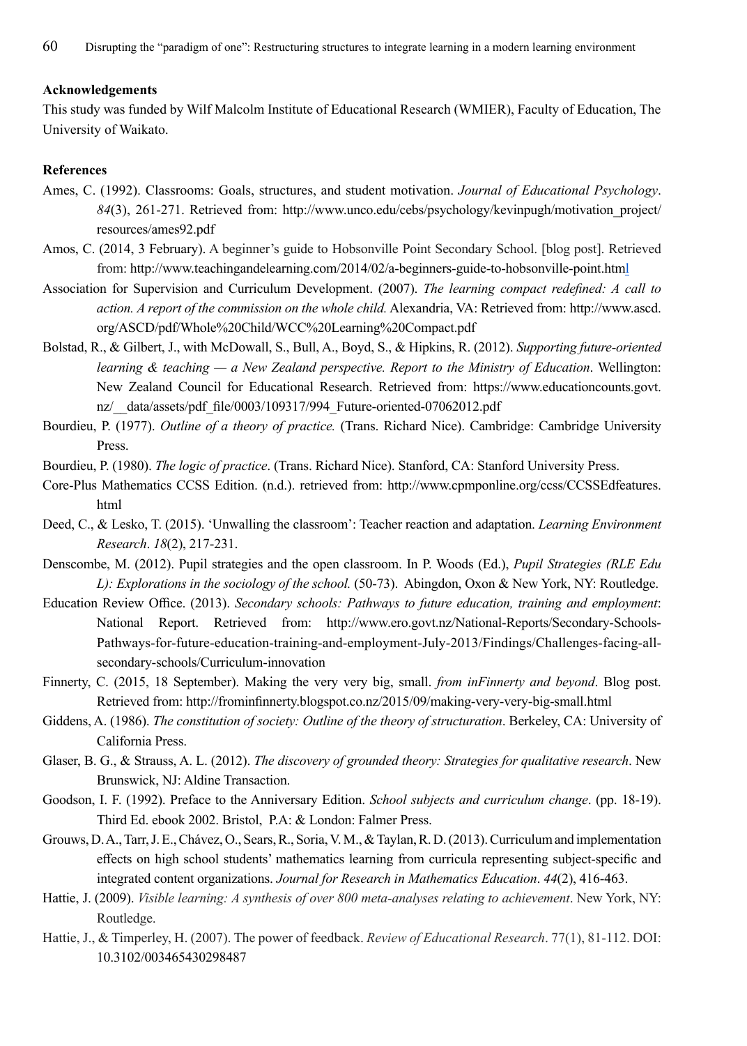**Acknowledgements**

This study was funded by Wilf Malcolm Institute of Educational Research (WMIER), Faculty of Education, The University of Waikato.

**References**

Ames, C. (1992). Classrooms: Goals, structures, and student motivation. *Journal of Educational Psychology*. *84*(3), 261-271. Retrieved from: http://www.unco.edu/cebs/psychology/kevinpugh/motivation_project/resources/ames92.pdf

Amos, C. (2014, 3 February). A beginner's guide to Hobsonville Point Secondary School. [blog post]. Retrieved from: http://www.teachingandelearning.com/2014/02/a-beginners-guide-to-hobsonville-point.html

Association for Supervision and Curriculum Development. (2007). *The learning compact redefined: A call to action. A report of the commission on the whole child.* Alexandria, VA: Retrieved from: http://www.ascd.org/ASCD/pdf/Whole%20Child/WCC%20Learning%20Compact.pdf

Bolstad, R., & Gilbert, J., with McDowall, S., Bull, A., Boyd, S., & Hipkins, R. (2012). *Supporting future-oriented learning & teaching — a New Zealand perspective. Report to the Ministry of Education*. Wellington: New Zealand Council for Educational Research. Retrieved from: https://www.educationcounts.govt.nz/__data/assets/pdf_file/0003/109317/994_Future-oriented-07062012.pdf

Bourdieu, P. (1977). *Outline of a theory of practice.* (Trans. Richard Nice). Cambridge: Cambridge University Press.

Bourdieu, P. (1980). *The logic of practice*. (Trans. Richard Nice). Stanford, CA: Stanford University Press.

Core-Plus Mathematics CCSS Edition. (n.d.). retrieved from: http://www.cpmponline.org/ccss/CCSSEdfeatures.html

Deed, C., & Lesko, T. (2015). 'Unwalling the classroom': Teacher reaction and adaptation. *Learning Environment Research*. *18*(2), 217-231.

Denscombe, M. (2012). Pupil strategies and the open classroom. In P. Woods (Ed.), *Pupil Strategies (RLE Edu L): Explorations in the sociology of the school.* (50-73). Abingdon, Oxon & New York, NY: Routledge.

Education Review Office. (2013). *Secondary schools: Pathways to future education, training and employment*: National Report. Retrieved from: http://www.ero.govt.nz/National-Reports/Secondary-Schools-Pathways-for-future-education-training-and-employment-July-2013/Findings/Challenges-facing-all-secondary-schools/Curriculum-innovation

Finnerty, C. (2015, 18 September). Making the very very big, small. *from inFinnerty and beyond*. Blog post. Retrieved from: http://frominfinnerty.blogspot.co.nz/2015/09/making-very-very-big-small.html

Giddens, A. (1986). *The constitution of society: Outline of the theory of structuration*. Berkeley, CA: University of California Press.

Glaser, B. G., & Strauss, A. L. (2012). *The discovery of grounded theory: Strategies for qualitative research*. New Brunswick, NJ: Aldine Transaction.

Goodson, I. F. (1992). Preface to the Anniversary Edition. *School subjects and curriculum change*. (pp. 18-19). Third Ed. ebook 2002. Bristol, P.A: & London: Falmer Press.

Grouws, D. A., Tarr, J. E., Chávez, O., Sears, R., Soria, V. M., & Taylan, R. D. (2013). Curriculum and implementation effects on high school students' mathematics learning from curricula representing subject-specific and integrated content organizations. *Journal for Research in Mathematics Education*. *44*(2), 416-463.

Hattie, J. (2009). *Visible learning: A synthesis of over 800 meta-analyses relating to achievement*. New York, NY: Routledge.

Hattie, J., & Timperley, H. (2007). The power of feedback. *Review of Educational Research*. 77(1), 81-112. DOI: 10.3102/003465430298487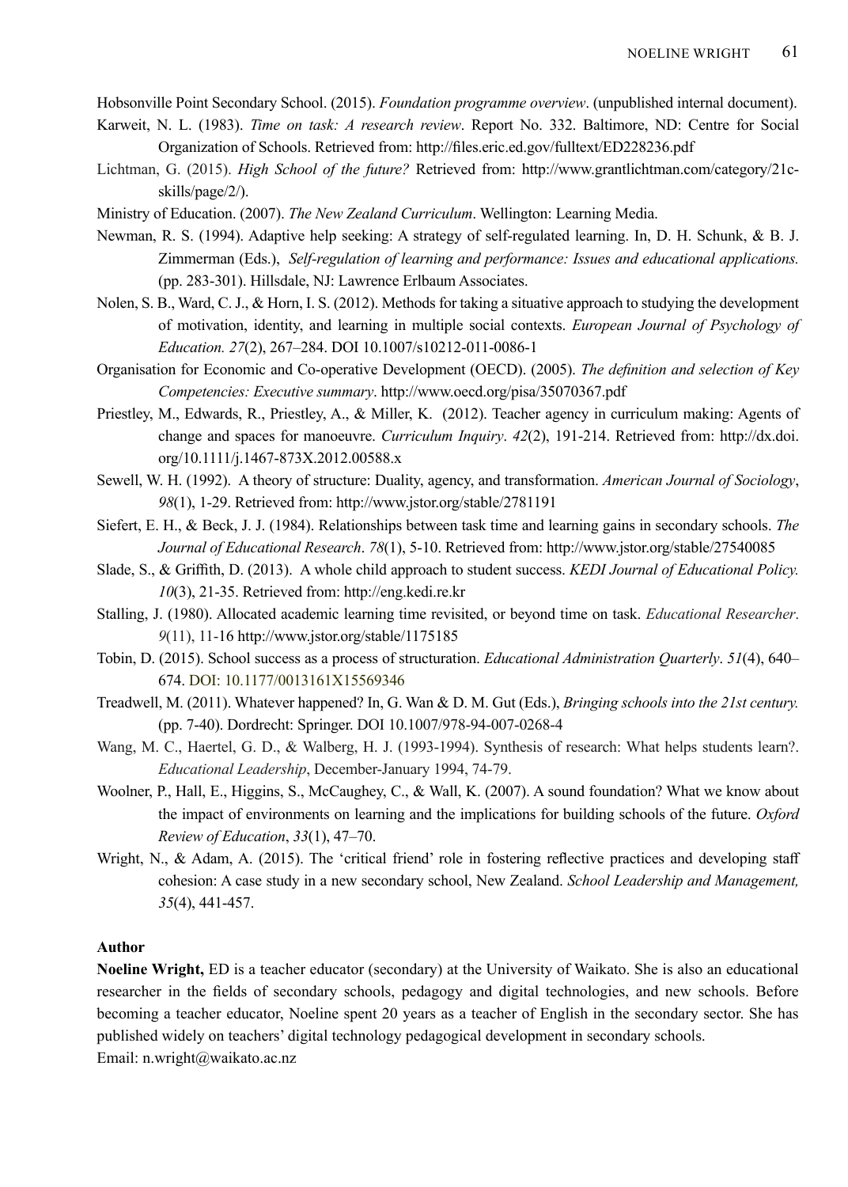Hobsonville Point Secondary School. (2015). *Foundation programme overview*. (unpublished internal document).

Karweit, N. L. (1983). *Time on task: A research review*. Report No. 332. Baltimore, ND: Centre for Social Organization of Schools. Retrieved from: http://files.eric.ed.gov/fulltext/ED228236.pdf

Lichtman, G. (2015). *High School of the future?* Retrieved from: http://www.grantlichtman.com/category/21c-skills/page/2/).

Ministry of Education. (2007). *The New Zealand Curriculum*. Wellington: Learning Media.

Newman, R. S. (1994). Adaptive help seeking: A strategy of self-regulated learning. In, D. H. Schunk, & B. J. Zimmerman (Eds.), *Self-regulation of learning and performance: Issues and educational applications.* (pp. 283-301). Hillsdale, NJ: Lawrence Erlbaum Associates.

Nolen, S. B., Ward, C. J., & Horn, I. S. (2012). Methods for taking a situative approach to studying the development of motivation, identity, and learning in multiple social contexts. *European Journal of Psychology of Education. 27*(2), 267–284. DOI 10.1007/s10212-011-0086-1

Organisation for Economic and Co-operative Development (OECD). (2005). *The definition and selection of Key Competencies: Executive summary*. http://www.oecd.org/pisa/35070367.pdf

Priestley, M., Edwards, R., Priestley, A., & Miller, K. (2012). Teacher agency in curriculum making: Agents of change and spaces for manoeuvre. *Curriculum Inquiry*. *42*(2), 191-214. Retrieved from: http://dx.doi.org/10.1111/j.1467-873X.2012.00588.x

Sewell, W. H. (1992). A theory of structure: Duality, agency, and transformation. *American Journal of Sociology*, *98*(1), 1-29. Retrieved from: http://www.jstor.org/stable/2781191

Siefert, E. H., & Beck, J. J. (1984). Relationships between task time and learning gains in secondary schools. *The Journal of Educational Research*. *78*(1), 5-10. Retrieved from: http://www.jstor.org/stable/27540085

Slade, S., & Griffith, D. (2013). A whole child approach to student success. *KEDI Journal of Educational Policy. 10*(3), 21-35. Retrieved from: http://eng.kedi.re.kr

Stalling, J. (1980). Allocated academic learning time revisited, or beyond time on task. *Educational Researcher*. *9*(11), 11-16 http://www.jstor.org/stable/1175185

Tobin, D. (2015). School success as a process of structuration. *Educational Administration Quarterly*. *51*(4), 640–674. DOI: 10.1177/0013161X15569346

Treadwell, M. (2011). Whatever happened? In, G. Wan & D. M. Gut (Eds.), *Bringing schools into the 21st century.* (pp. 7-40). Dordrecht: Springer. DOI 10.1007/978-94-007-0268-4

Wang, M. C., Haertel, G. D., & Walberg, H. J. (1993-1994). Synthesis of research: What helps students learn?. *Educational Leadership*, December-January 1994, 74-79.

Woolner, P., Hall, E., Higgins, S., McCaughey, C., & Wall, K. (2007). A sound foundation? What we know about the impact of environments on learning and the implications for building schools of the future. *Oxford Review of Education*, *33*(1), 47–70.

Wright, N., & Adam, A. (2015). The 'critical friend' role in fostering reflective practices and developing staff cohesion: A case study in a new secondary school, New Zealand. *School Leadership and Management, 35*(4), 441-457.

**Author**

**Noeline Wright,** ED is a teacher educator (secondary) at the University of Waikato. She is also an educational researcher in the fields of secondary schools, pedagogy and digital technologies, and new schools. Before becoming a teacher educator, Noeline spent 20 years as a teacher of English in the secondary sector. She has published widely on teachers' digital technology pedagogical development in secondary schools.

Email: n.wright@waikato.ac.nz